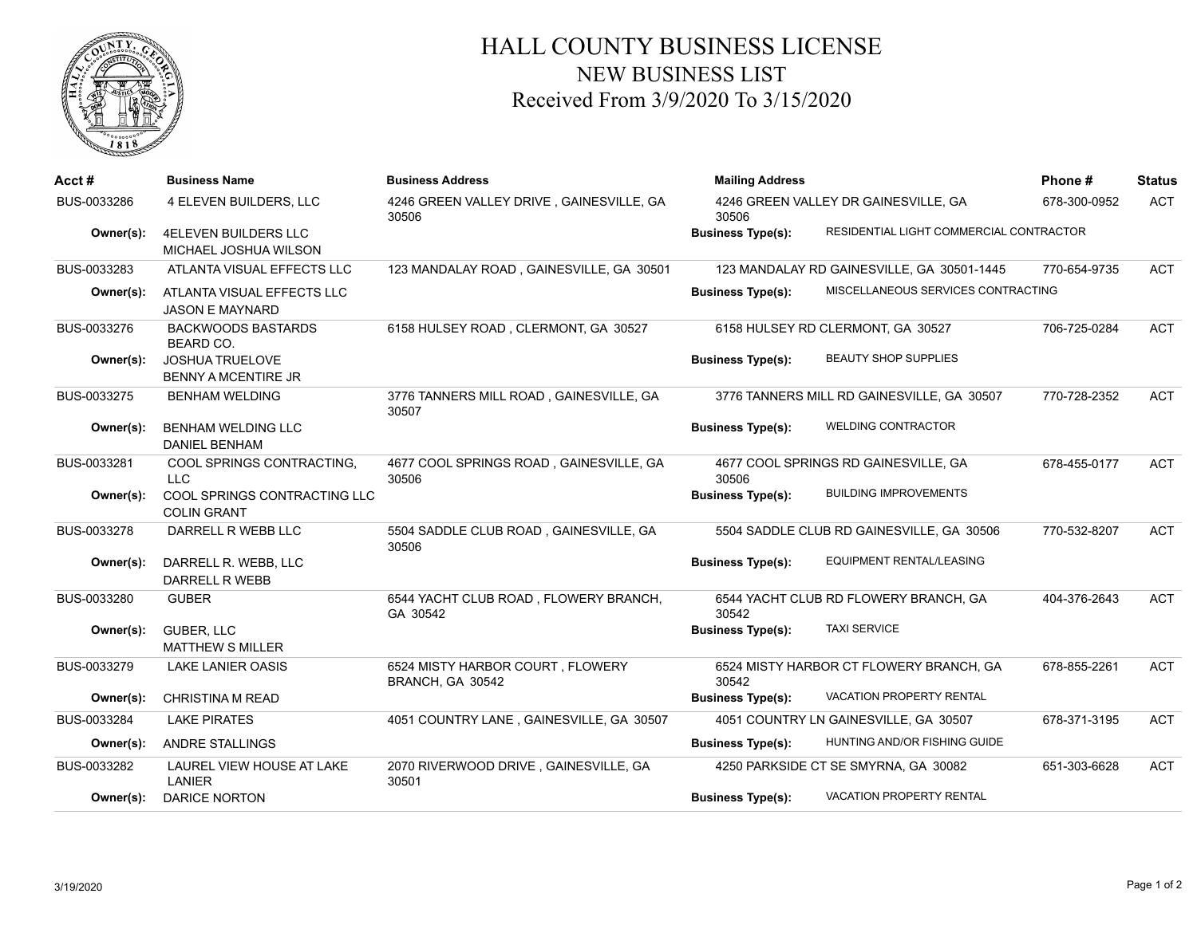# HALL COUNTY BUSINESS LICENSE

## NEW BUSINESS LIST

## Received From 3/9/2020 To 3/15/2020

| Acct # | Business Name | Business Address | Mailing Address | Phone # | Status |
|---|---|---|---|---|---|
| BUS-0033286 | 4 ELEVEN BUILDERS, LLC | 4246 GREEN VALLEY DRIVE , GAINESVILLE, GA 30506 | 4246 GREEN VALLEY DR GAINESVILLE, GA 30506 | 678-300-0952 | ACT |
| Owner(s): | 4ELEVEN BUILDERS LLC<br>MICHAEL JOSHUA WILSON | | Business Type(s): RESIDENTIAL LIGHT COMMERCIAL CONTRACTOR | | |
| BUS-0033283 | ATLANTA VISUAL EFFECTS LLC | 123 MANDALAY ROAD , GAINESVILLE, GA 30501 | 123 MANDALAY RD GAINESVILLE, GA 30501-1445 | 770-654-9735 | ACT |
| Owner(s): | ATLANTA VISUAL EFFECTS LLC<br>JASON E MAYNARD | | Business Type(s): MISCELLANEOUS SERVICES CONTRACTING | | |
| BUS-0033276 | BACKWOODS BASTARDS BEARD CO. | 6158 HULSEY ROAD , CLERMONT, GA 30527 | 6158 HULSEY RD CLERMONT, GA 30527 | 706-725-0284 | ACT |
| Owner(s): | JOSHUA TRUELOVE<br>BENNY A MCENTIRE JR | | Business Type(s): BEAUTY SHOP SUPPLIES | | |
| BUS-0033275 | BENHAM WELDING | 3776 TANNERS MILL ROAD , GAINESVILLE, GA 30507 | 3776 TANNERS MILL RD GAINESVILLE, GA 30507 | 770-728-2352 | ACT |
| Owner(s): | BENHAM WELDING LLC<br>DANIEL BENHAM | | Business Type(s): WELDING CONTRACTOR | | |
| BUS-0033281 | COOL SPRINGS CONTRACTING, LLC | 4677 COOL SPRINGS ROAD , GAINESVILLE, GA 30506 | 4677 COOL SPRINGS RD GAINESVILLE, GA 30506 | 678-455-0177 | ACT |
| Owner(s): | COOL SPRINGS CONTRACTING LLC<br>COLIN GRANT | | Business Type(s): BUILDING IMPROVEMENTS | | |
| BUS-0033278 | DARRELL R WEBB LLC | 5504 SADDLE CLUB ROAD , GAINESVILLE, GA 30506 | 5504 SADDLE CLUB RD GAINESVILLE, GA 30506 | 770-532-8207 | ACT |
| Owner(s): | DARRELL R. WEBB, LLC<br>DARRELL R WEBB | | Business Type(s): EQUIPMENT RENTAL/LEASING | | |
| BUS-0033280 | GUBER | 6544 YACHT CLUB ROAD , FLOWERY BRANCH, GA 30542 | 6544 YACHT CLUB RD FLOWERY BRANCH, GA 30542 | 404-376-2643 | ACT |
| Owner(s): | GUBER, LLC<br>MATTHEW S MILLER | | Business Type(s): TAXI SERVICE | | |
| BUS-0033279 | LAKE LANIER OASIS | 6524 MISTY HARBOR COURT , FLOWERY BRANCH, GA 30542 | 6524 MISTY HARBOR CT FLOWERY BRANCH, GA 30542 | 678-855-2261 | ACT |
| Owner(s): | CHRISTINA M READ | | Business Type(s): VACATION PROPERTY RENTAL | | |
| BUS-0033284 | LAKE PIRATES | 4051 COUNTRY LANE , GAINESVILLE, GA 30507 | 4051 COUNTRY LN GAINESVILLE, GA 30507 | 678-371-3195 | ACT |
| Owner(s): | ANDRE STALLINGS | | Business Type(s): HUNTING AND/OR FISHING GUIDE | | |
| BUS-0033282 | LAUREL VIEW HOUSE AT LAKE LANIER | 2070 RIVERWOOD DRIVE , GAINESVILLE, GA 30501 | 4250 PARKSIDE CT SE SMYRNA, GA 30082 | 651-303-6628 | ACT |
| Owner(s): | DARICE NORTON | | Business Type(s): VACATION PROPERTY RENTAL | | |

3/19/2020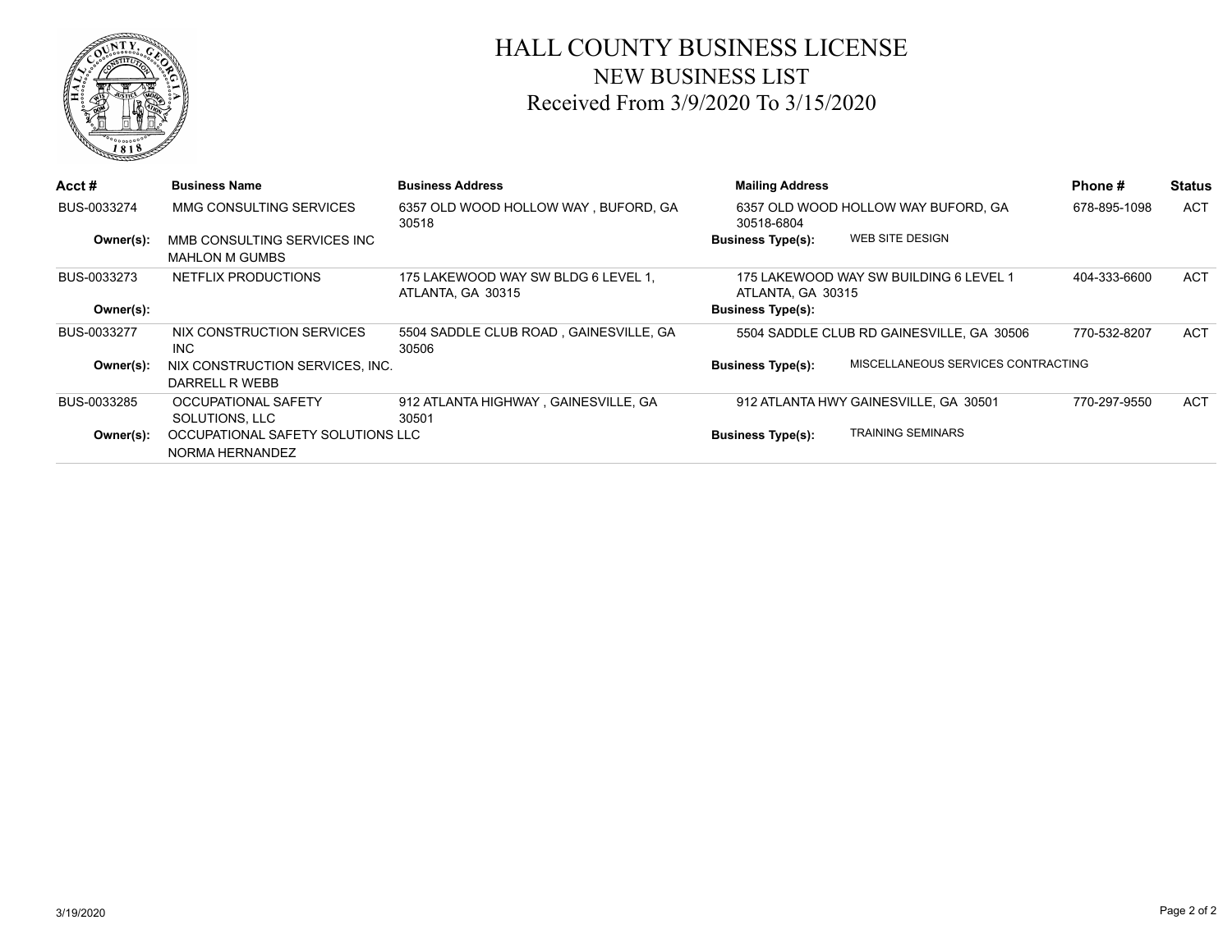# HALL COUNTY BUSINESS LICENSE

## NEW BUSINESS LIST

## Received From 3/9/2020 To 3/15/2020

| Acct # | Business Name | Business Address | Mailing Address | | Phone # | Status |
|---|---|---|---|---|---|---|
| BUS-0033274 | MMG CONSULTING SERVICES | 6357 OLD WOOD HOLLOW WAY , BUFORD, GA 30518 | 6357 OLD WOOD HOLLOW WAY BUFORD, GA 30518-6804 | | 678-895-1098 | ACT |
| **Owner(s):** | MMB CONSULTING SERVICES INC<br>MAHLON M GUMBS | | **Business Type(s):** | WEB SITE DESIGN | | |
| BUS-0033273 | NETFLIX PRODUCTIONS | 175 LAKEWOOD WAY SW BLDG 6 LEVEL 1, ATLANTA, GA 30315 | 175 LAKEWOOD WAY SW BUILDING 6 LEVEL 1 ATLANTA, GA 30315 | | 404-333-6600 | ACT |
| **Owner(s):** | | | **Business Type(s):** | | | |
| BUS-0033277 | NIX CONSTRUCTION SERVICES INC | 5504 SADDLE CLUB ROAD , GAINESVILLE, GA 30506 | 5504 SADDLE CLUB RD GAINESVILLE, GA 30506 | | 770-532-8207 | ACT |
| **Owner(s):** | NIX CONSTRUCTION SERVICES, INC.<br>DARRELL R WEBB | | **Business Type(s):** | MISCELLANEOUS SERVICES CONTRACTING | | |
| BUS-0033285 | OCCUPATIONAL SAFETY SOLUTIONS, LLC | 912 ATLANTA HIGHWAY , GAINESVILLE, GA 30501 | 912 ATLANTA HWY GAINESVILLE, GA 30501 | | 770-297-9550 | ACT |
| **Owner(s):** | OCCUPATIONAL SAFETY SOLUTIONS LLC<br>NORMA HERNANDEZ | | **Business Type(s):** | TRAINING SEMINARS | | |

3/19/2020